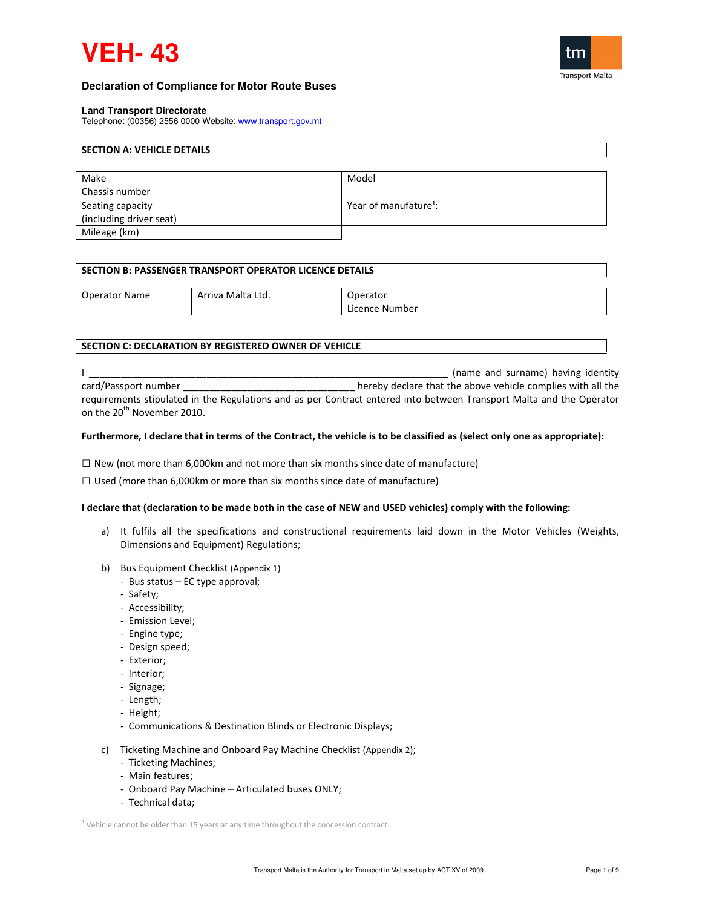# VEH- 43

### Declaration of Compliance for Motor Route Buses

**Land Transport Directorate**
Telephone: (00356) 2556 0000 Website: www.transport.gov.mt

## SECTION A: VEHICLE DETAILS

| Make | | Model | |
|---|---|---|---|
| Chassis number | | | |
| Seating capacity (including driver seat) | | Year of manufature[1]: | |
| Mileage (km) | | | |

## SECTION B: PASSENGER TRANSPORT OPERATOR LICENCE DETAILS

| Operator Name | Arriva Malta Ltd. | Operator Licence Number | |
|---|---|---|---|

## SECTION C: DECLARATION BY REGISTERED OWNER OF VEHICLE

I _______________________________________________________________ (name and surname) having identity card/Passport number ______________________________ hereby declare that the above vehicle complies with all the requirements stipulated in the Regulations and as per Contract entered into between Transport Malta and the Operator on the 20th November 2010.

**Furthermore, I declare that in terms of the Contract, the vehicle is to be classified as (select only one as appropriate):**

☐ New (not more than 6,000km and not more than six months since date of manufacture)

☐ Used (more than 6,000km or more than six months since date of manufacture)

**I declare that (declaration to be made both in the case of NEW and USED vehicles) comply with the following:**

a) It fulfils all the specifications and constructional requirements laid down in the Motor Vehicles (Weights, Dimensions and Equipment) Regulations;

b) Bus Equipment Checklist (Appendix 1)
   - Bus status – EC type approval;
   - Safety;
   - Accessibility;
   - Emission Level;
   - Engine type;
   - Design speed;
   - Exterior;
   - Interior;
   - Signage;
   - Length;
   - Height;
   - Communications & Destination Blinds or Electronic Displays;

c) Ticketing Machine and Onboard Pay Machine Checklist (Appendix 2);
   - Ticketing Machines;
   - Main features;
   - Onboard Pay Machine – Articulated buses ONLY;
   - Technical data;

[1] Vehicle cannot be older than 15 years at any time throughout the concession contract.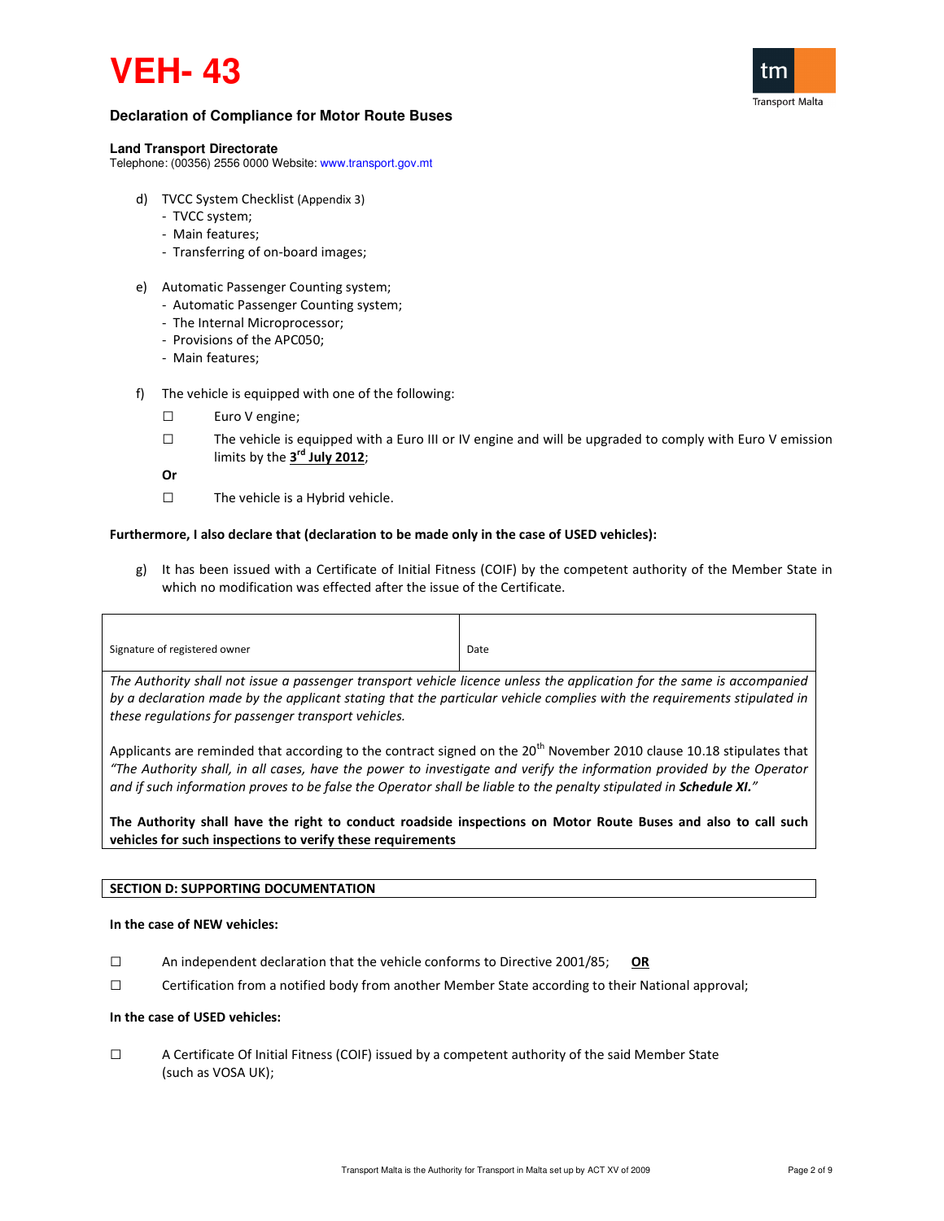# VEH- 43

**Declaration of Compliance for Motor Route Buses**

**Land Transport Directorate**
Telephone: (00356) 2556 0000 Website: www.transport.gov.mt

d) TVCC System Checklist (Appendix 3)
- TVCC system;
- Main features;
- Transferring of on-board images;

e) Automatic Passenger Counting system;
- Automatic Passenger Counting system;
- The Internal Microprocessor;
- Provisions of the APC050;
- Main features;

f) The vehicle is equipped with one of the following:

☐ Euro V engine;

☐ The vehicle is equipped with a Euro III or IV engine and will be upgraded to comply with Euro V emission limits by the **3rd July 2012**;

**Or**

☐ The vehicle is a Hybrid vehicle.

**Furthermore, I also declare that (declaration to be made only in the case of USED vehicles):**

g) It has been issued with a Certificate of Initial Fitness (COIF) by the competent authority of the Member State in which no modification was effected after the issue of the Certificate.

| Signature of registered owner | Date |
|---|---|

*The Authority shall not issue a passenger transport vehicle licence unless the application for the same is accompanied by a declaration made by the applicant stating that the particular vehicle complies with the requirements stipulated in these regulations for passenger transport vehicles.*

Applicants are reminded that according to the contract signed on the 20th November 2010 clause 10.18 stipulates that *"The Authority shall, in all cases, have the power to investigate and verify the information provided by the Operator and if such information proves to be false the Operator shall be liable to the penalty stipulated in **Schedule XI.**"*

**The Authority shall have the right to conduct roadside inspections on Motor Route Buses and also to call such vehicles for such inspections to verify these requirements**

**SECTION D: SUPPORTING DOCUMENTATION**

**In the case of NEW vehicles:**

☐ An independent declaration that the vehicle conforms to Directive 2001/85; **OR**

☐ Certification from a notified body from another Member State according to their National approval;

**In the case of USED vehicles:**

☐ A Certificate Of Initial Fitness (COIF) issued by a competent authority of the said Member State (such as VOSA UK);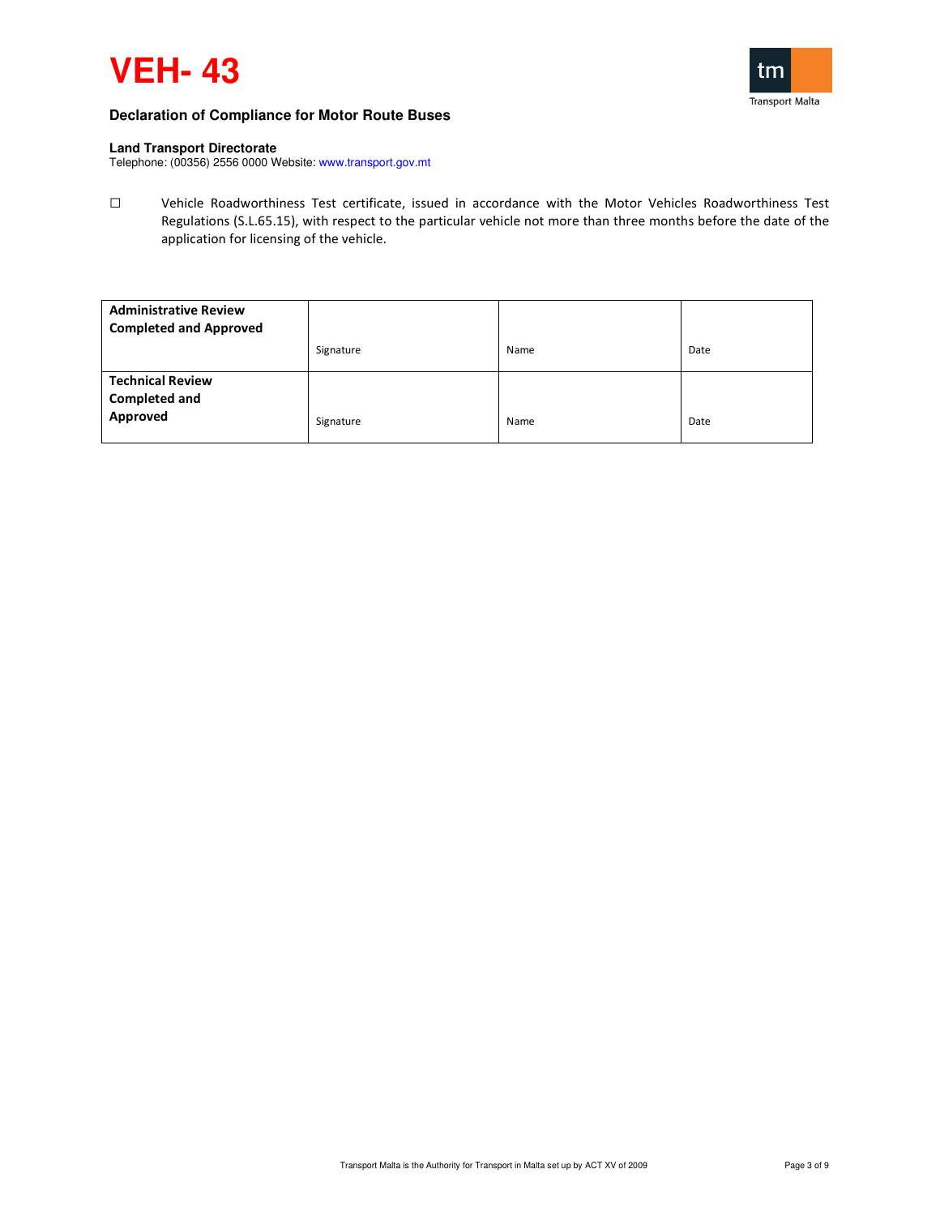# VEH- 43

**Declaration of Compliance for Motor Route Buses**

**Land Transport Directorate**
Telephone: (00356) 2556 0000 Website: www.transport.gov.mt

☐ Vehicle Roadworthiness Test certificate, issued in accordance with the Motor Vehicles Roadworthiness Test Regulations (S.L.65.15), with respect to the particular vehicle not more than three months before the date of the application for licensing of the vehicle.

| | | | |
|---|---|---|---|
| **Administrative Review Completed and Approved** | Signature | Name | Date |
| **Technical Review Completed and Approved** | Signature | Name | Date |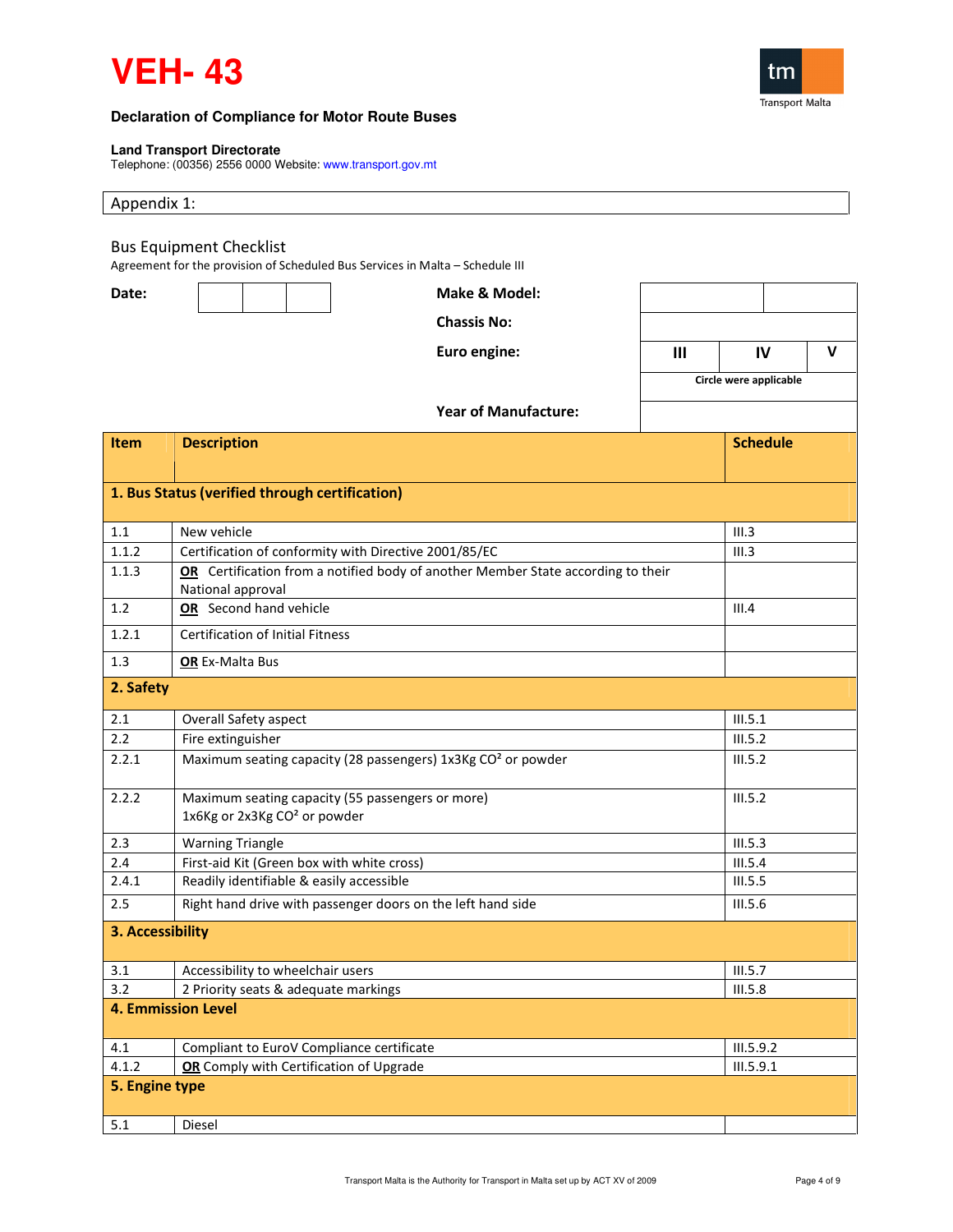# VEH- 43

**Declaration of Compliance for Motor Route Buses**

**Land Transport Directorate**
Telephone: (00356) 2556 0000 Website: www.transport.gov.mt

Appendix 1:

## Bus Equipment Checklist

Agreement for the provision of Scheduled Bus Services in Malta – Schedule III

**Date:** | | |

**Make & Model:**

**Chassis No:**

**Euro engine:** III | IV | V

Circle were applicable

**Year of Manufacture:**

| Item | Description | Schedule |
|---|---|---|
| **1. Bus Status (verified through certification)** | | |
| 1.1 | New vehicle | III.3 |
| 1.1.2 | Certification of conformity with Directive 2001/85/EC | III.3 |
| 1.1.3 | **OR** Certification from a notified body of another Member State according to their National approval | |
| 1.2 | **OR** Second hand vehicle | III.4 |
| 1.2.1 | Certification of Initial Fitness | |
| 1.3 | **OR** Ex-Malta Bus | |
| **2. Safety** | | |
| 2.1 | Overall Safety aspect | III.5.1 |
| 2.2 | Fire extinguisher | III.5.2 |
| 2.2.1 | Maximum seating capacity (28 passengers) 1x3Kg $CO^2$ or powder | III.5.2 |
| 2.2.2 | Maximum seating capacity (55 passengers or more) 1x6Kg or 2x3Kg $CO^2$ or powder | III.5.2 |
| 2.3 | Warning Triangle | III.5.3 |
| 2.4 | First-aid Kit (Green box with white cross) | III.5.4 |
| 2.4.1 | Readily identifiable & easily accessible | III.5.5 |
| 2.5 | Right hand drive with passenger doors on the left hand side | III.5.6 |
| **3. Accessibility** | | |
| 3.1 | Accessibility to wheelchair users | III.5.7 |
| 3.2 | 2 Priority seats & adequate markings | III.5.8 |
| **4. Emmission Level** | | |
| 4.1 | Compliant to EuroV Compliance certificate | III.5.9.2 |
| 4.1.2 | **OR** Comply with Certification of Upgrade | III.5.9.1 |
| **5. Engine type** | | |
| 5.1 | Diesel | |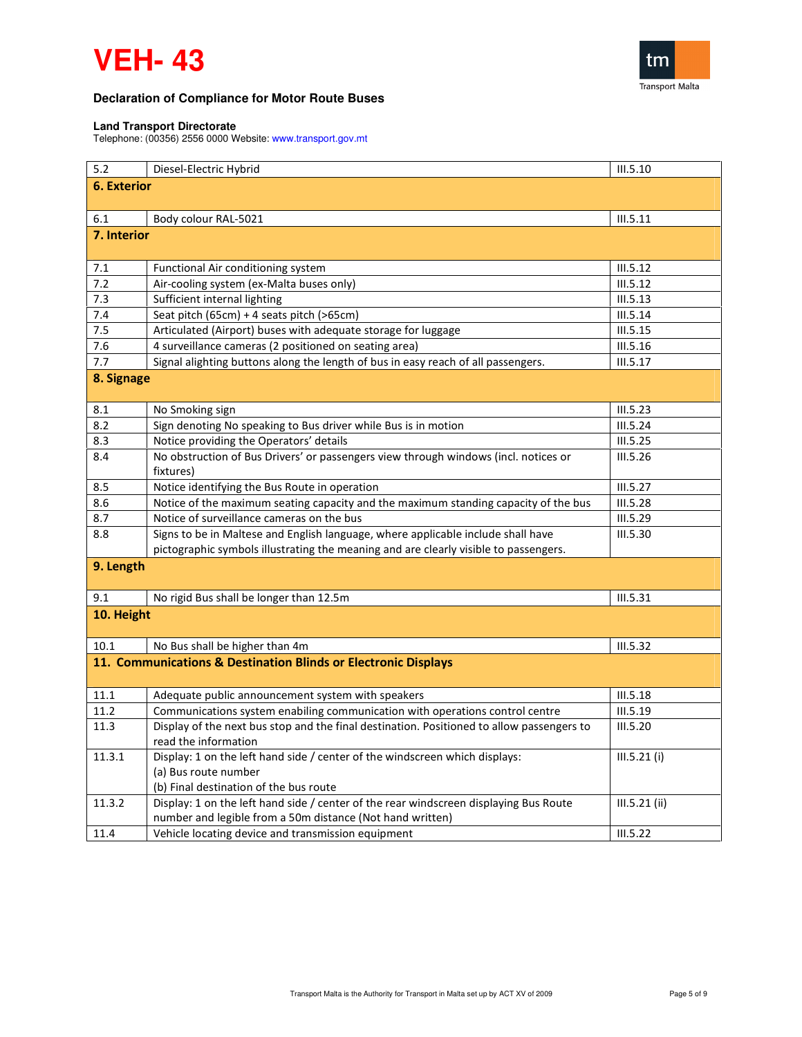# VEH- 43

**Declaration of Compliance for Motor Route Buses**

**Land Transport Directorate**
Telephone: (00356) 2556 0000 Website: www.transport.gov.mt

| | | |
|---|---|---|
| 5.2 | Diesel-Electric Hybrid | III.5.10 |
| **6. Exterior** | | |
| 6.1 | Body colour RAL-5021 | III.5.11 |
| **7. Interior** | | |
| 7.1 | Functional Air conditioning system | III.5.12 |
| 7.2 | Air-cooling system (ex-Malta buses only) | III.5.12 |
| 7.3 | Sufficient internal lighting | III.5.13 |
| 7.4 | Seat pitch (65cm) + 4 seats pitch (>65cm) | III.5.14 |
| 7.5 | Articulated (Airport) buses with adequate storage for luggage | III.5.15 |
| 7.6 | 4 surveillance cameras (2 positioned on seating area) | III.5.16 |
| 7.7 | Signal alighting buttons along the length of bus in easy reach of all passengers. | III.5.17 |
| **8. Signage** | | |
| 8.1 | No Smoking sign | III.5.23 |
| 8.2 | Sign denoting No speaking to Bus driver while Bus is in motion | III.5.24 |
| 8.3 | Notice providing the Operators' details | III.5.25 |
| 8.4 | No obstruction of Bus Drivers' or passengers view through windows (incl. notices or fixtures) | III.5.26 |
| 8.5 | Notice identifying the Bus Route in operation | III.5.27 |
| 8.6 | Notice of the maximum seating capacity and the maximum standing capacity of the bus | III.5.28 |
| 8.7 | Notice of surveillance cameras on the bus | III.5.29 |
| 8.8 | Signs to be in Maltese and English language, where applicable include shall have pictographic symbols illustrating the meaning and are clearly visible to passengers. | III.5.30 |
| **9. Length** | | |
| 9.1 | No rigid Bus shall be longer than 12.5m | III.5.31 |
| **10. Height** | | |
| 10.1 | No Bus shall be higher than 4m | III.5.32 |
| **11. Communications & Destination Blinds or Electronic Displays** | | |
| 11.1 | Adequate public announcement system with speakers | III.5.18 |
| 11.2 | Communications system enabling communication with operations control centre | III.5.19 |
| 11.3 | Display of the next bus stop and the final destination. Positioned to allow passengers to read the information | III.5.20 |
| 11.3.1 | Display: 1 on the left hand side / center of the windscreen which displays:<br>(a) Bus route number<br>(b) Final destination of the bus route | III.5.21 (i) |
| 11.3.2 | Display: 1 on the left hand side / center of the rear windscreen displaying Bus Route number and legible from a 50m distance (Not hand written) | III.5.21 (ii) |
| 11.4 | Vehicle locating device and transmission equipment | III.5.22 |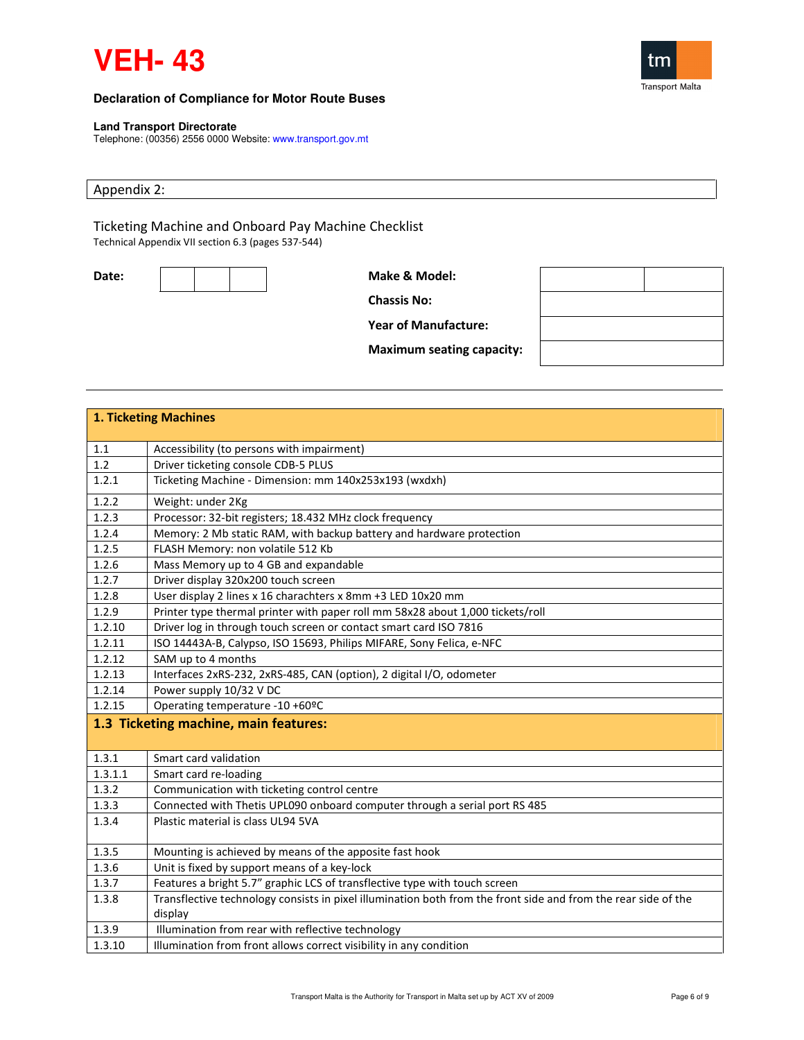# VEH- 43

**Declaration of Compliance for Motor Route Buses**

**Land Transport Directorate**
Telephone: (00356) 2556 0000 Website: www.transport.gov.mt

Appendix 2:

Ticketing Machine and Onboard Pay Machine Checklist
Technical Appendix VII section 6.3 (pages 537-544)

| **Date:** | | | |
|---|---|---|---|

| | | |
|---|---|---|
| **Make & Model:** | | |
| **Chassis No:** | | |
| **Year of Manufacture:** | | |
| **Maximum seating capacity:** | | |

| **1. Ticketing Machines** | |
|---|---|
| 1.1 | Accessibility (to persons with impairment) |
| 1.2 | Driver ticketing console CDB-5 PLUS |
| 1.2.1 | Ticketing Machine - Dimension: mm 140x253x193 (wxdxh) |
| 1.2.2 | Weight: under 2Kg |
| 1.2.3 | Processor: 32-bit registers; 18.432 MHz clock frequency |
| 1.2.4 | Memory: 2 Mb static RAM, with backup battery and hardware protection |
| 1.2.5 | FLASH Memory: non volatile 512 Kb |
| 1.2.6 | Mass Memory up to 4 GB and expandable |
| 1.2.7 | Driver display 320x200 touch screen |
| 1.2.8 | User display 2 lines x 16 charachters x 8mm +3 LED 10x20 mm |
| 1.2.9 | Printer type thermal printer with paper roll mm 58x28 about 1,000 tickets/roll |
| 1.2.10 | Driver log in through touch screen or contact smart card ISO 7816 |
| 1.2.11 | ISO 14443A-B, Calypso, ISO 15693, Philips MIFARE, Sony Felica, e-NFC |
| 1.2.12 | SAM up to 4 months |
| 1.2.13 | Interfaces 2xRS-232, 2xRS-485, CAN (option), 2 digital I/O, odometer |
| 1.2.14 | Power supply 10/32 V DC |
| 1.2.15 | Operating temperature -10 +60ºC |
| **1.3 Ticketing machine, main features:** | |
| 1.3.1 | Smart card validation |
| 1.3.1.1 | Smart card re-loading |
| 1.3.2 | Communication with ticketing control centre |
| 1.3.3 | Connected with Thetis UPL090 onboard computer through a serial port RS 485 |
| 1.3.4 | Plastic material is class UL94 5VA |
| 1.3.5 | Mounting is achieved by means of the apposite fast hook |
| 1.3.6 | Unit is fixed by support means of a key-lock |
| 1.3.7 | Features a bright 5.7" graphic LCS of transflective type with touch screen |
| 1.3.8 | Transflective technology consists in pixel illumination both from the front side and from the rear side of the display |
| 1.3.9 | Illumination from rear with reflective technology |
| 1.3.10 | Illumination from front allows correct visibility in any condition |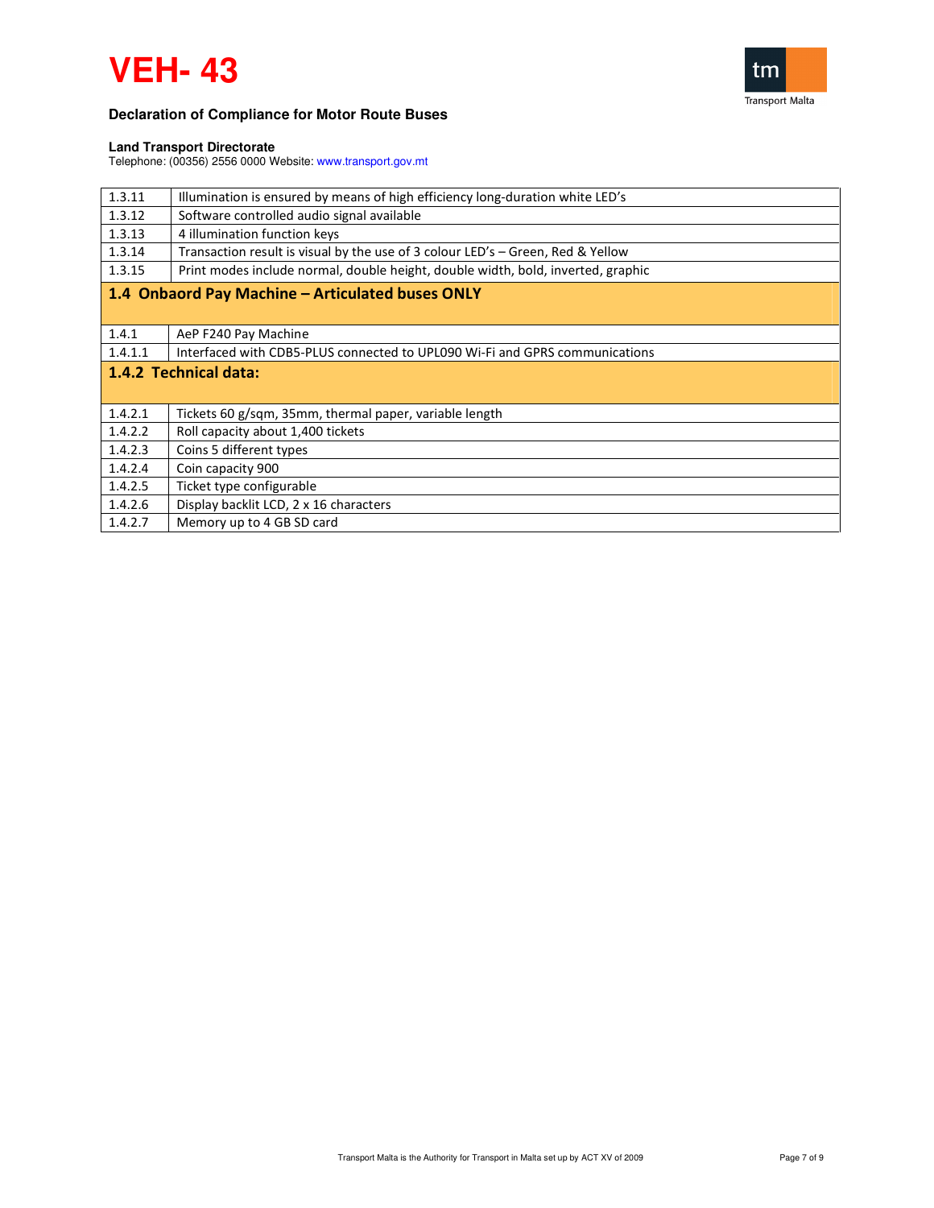# VEH- 43

**Declaration of Compliance for Motor Route Buses**

**Land Transport Directorate**
Telephone: (00356) 2556 0000 Website: www.transport.gov.mt

| | |
|---|---|
| 1.3.11 | Illumination is ensured by means of high efficiency long-duration white LED's |
| 1.3.12 | Software controlled audio signal available |
| 1.3.13 | 4 illumination function keys |
| 1.3.14 | Transaction result is visual by the use of 3 colour LED's – Green, Red & Yellow |
| 1.3.15 | Print modes include normal, double height, double width, bold, inverted, graphic |
| **1.4 Onbaord Pay Machine – Articulated buses ONLY** | |
| 1.4.1 | AeP F240 Pay Machine |
| 1.4.1.1 | Interfaced with CDB5-PLUS connected to UPL090 Wi-Fi and GPRS communications |
| **1.4.2 Technical data:** | |
| 1.4.2.1 | Tickets 60 g/sqm, 35mm, thermal paper, variable length |
| 1.4.2.2 | Roll capacity about 1,400 tickets |
| 1.4.2.3 | Coins 5 different types |
| 1.4.2.4 | Coin capacity 900 |
| 1.4.2.5 | Ticket type configurable |
| 1.4.2.6 | Display backlit LCD, 2 x 16 characters |
| 1.4.2.7 | Memory up to 4 GB SD card |

Transport Malta is the Authority for Transport in Malta set up by ACT XV of 2009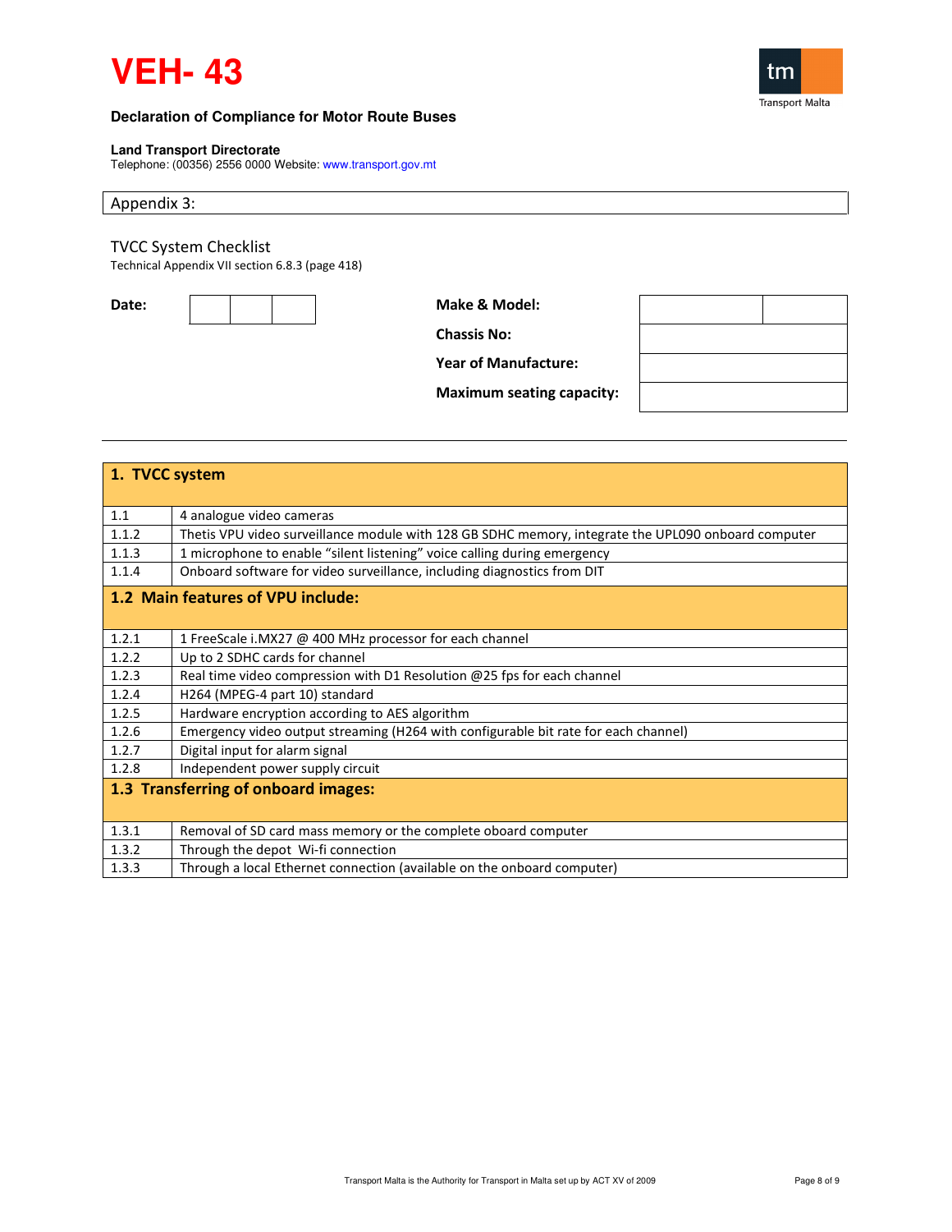# VEH- 43

**Declaration of Compliance for Motor Route Buses**

**Land Transport Directorate**
Telephone: (00356) 2556 0000 Website: www.transport.gov.mt

Appendix 3:

TVCC System Checklist
Technical Appendix VII section 6.8.3 (page 418)

| **Date:** | | | |
|---|---|---|---|

| **Make & Model:** | | |
|---|---|---|
| **Chassis No:** | | |
| **Year of Manufacture:** | | |
| **Maximum seating capacity:** | | |

| **1. TVCC system** | |
|---|---|
| 1.1 | 4 analogue video cameras |
| 1.1.2 | Thetis VPU video surveillance module with 128 GB SDHC memory, integrate the UPL090 onboard computer |
| 1.1.3 | 1 microphone to enable "silent listening" voice calling during emergency |
| 1.1.4 | Onboard software for video surveillance, including diagnostics from DIT |
| **1.2 Main features of VPU include:** | |
| 1.2.1 | 1 FreeScale i.MX27 @ 400 MHz processor for each channel |
| 1.2.2 | Up to 2 SDHC cards for channel |
| 1.2.3 | Real time video compression with D1 Resolution @25 fps for each channel |
| 1.2.4 | H264 (MPEG-4 part 10) standard |
| 1.2.5 | Hardware encryption according to AES algorithm |
| 1.2.6 | Emergency video output streaming (H264 with configurable bit rate for each channel) |
| 1.2.7 | Digital input for alarm signal |
| 1.2.8 | Independent power supply circuit |
| **1.3 Transferring of onboard images:** | |
| 1.3.1 | Removal of SD card mass memory or the complete oboard computer |
| 1.3.2 | Through the depot Wi-fi connection |
| 1.3.3 | Through a local Ethernet connection (available on the onboard computer) |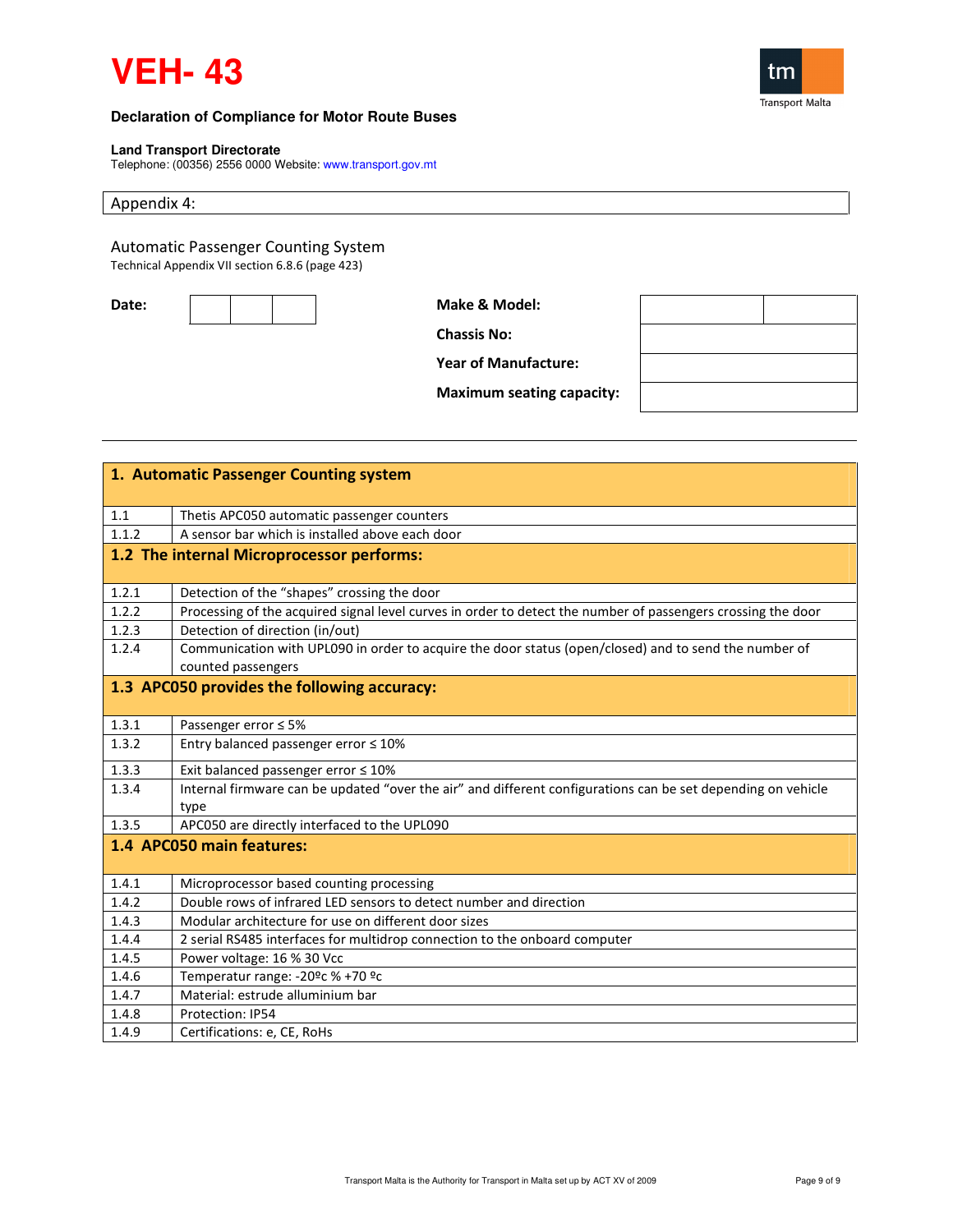# VEH- 43

**Declaration of Compliance for Motor Route Buses**

**Land Transport Directorate**
Telephone: (00356) 2556 0000 Website: www.transport.gov.mt

Appendix 4:

Automatic Passenger Counting System
Technical Appendix VII section 6.8.6 (page 423)

| | | | | | |
|---|---|---|---|---|---|
| **Date:** | | | | **Make & Model:** | |
| | | | | **Chassis No:** | |
| | | | | **Year of Manufacture:** | |
| | | | | **Maximum seating capacity:** | |

| | |
|---|---|
| **1. Automatic Passenger Counting system** | |
| 1.1 | Thetis APC050 automatic passenger counters |
| 1.1.2 | A sensor bar which is installed above each door |
| **1.2 The internal Microprocessor performs:** | |
| 1.2.1 | Detection of the “shapes” crossing the door |
| 1.2.2 | Processing of the acquired signal level curves in order to detect the number of passengers crossing the door |
| 1.2.3 | Detection of direction (in/out) |
| 1.2.4 | Communication with UPL090 in order to acquire the door status (open/closed) and to send the number of counted passengers |
| **1.3 APC050 provides the following accuracy:** | |
| 1.3.1 | Passenger error ≤ 5% |
| 1.3.2 | Entry balanced passenger error ≤ 10% |
| 1.3.3 | Exit balanced passenger error ≤ 10% |
| 1.3.4 | Internal firmware can be updated “over the air” and different configurations can be set depending on vehicle type |
| 1.3.5 | APC050 are directly interfaced to the UPL090 |
| **1.4 APC050 main features:** | |
| 1.4.1 | Microprocessor based counting processing |
| 1.4.2 | Double rows of infrared LED sensors to detect number and direction |
| 1.4.3 | Modular architecture for use on different door sizes |
| 1.4.4 | 2 serial RS485 interfaces for multidrop connection to the onboard computer |
| 1.4.5 | Power voltage: 16 % 30 Vcc |
| 1.4.6 | Temperatur range: -20ºc % +70 ºc |
| 1.4.7 | Material: estrude alluminium bar |
| 1.4.8 | Protection: IP54 |
| 1.4.9 | Certifications: e, CE, RoHs |

Transport Malta is the Authority for Transport in Malta set up by ACT XV of 2009